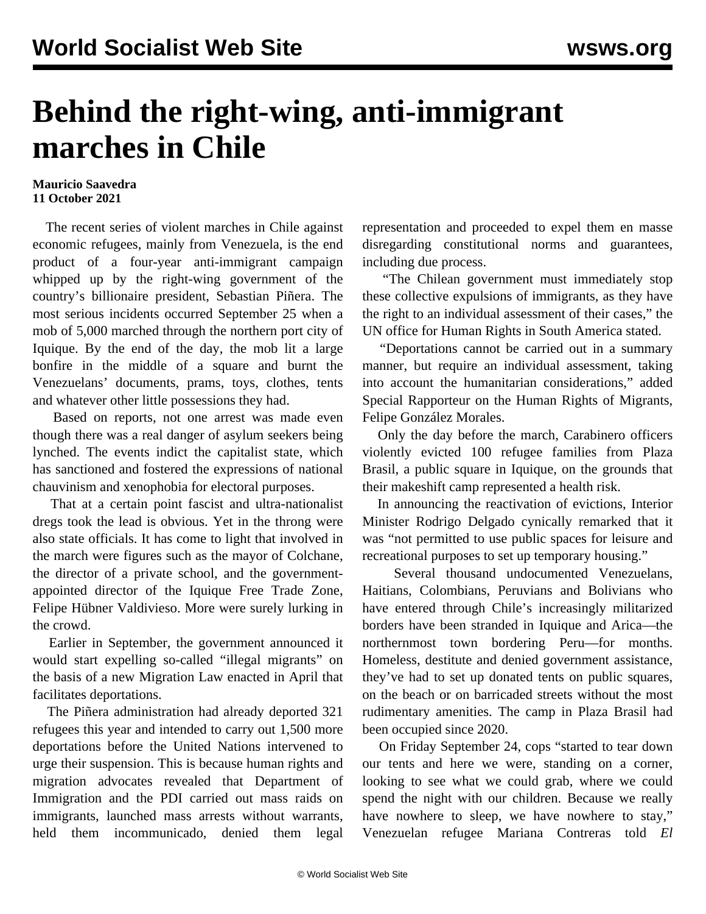# Behind the right-wing, anti-immigrant marches in Chile

**Mauricio Saavedra**
**11 October 2021**

The recent series of violent marches in Chile against economic refugees, mainly from Venezuela, is the end product of a four-year anti-immigrant campaign whipped up by the right-wing government of the country's billionaire president, Sebastian Piñera. The most serious incidents occurred September 25 when a mob of 5,000 marched through the northern port city of Iquique. By the end of the day, the mob lit a large bonfire in the middle of a square and burnt the Venezuelans' documents, prams, toys, clothes, tents and whatever other little possessions they had.

Based on reports, not one arrest was made even though there was a real danger of asylum seekers being lynched. The events indict the capitalist state, which has sanctioned and fostered the expressions of national chauvinism and xenophobia for electoral purposes.

That at a certain point fascist and ultra-nationalist dregs took the lead is obvious. Yet in the throng were also state officials. It has come to light that involved in the march were figures such as the mayor of Colchane, the director of a private school, and the government-appointed director of the Iquique Free Trade Zone, Felipe Hübner Valdivieso. More were surely lurking in the crowd.

Earlier in September, the government announced it would start expelling so-called "illegal migrants" on the basis of a new Migration Law enacted in April that facilitates deportations.

The Piñera administration had already deported 321 refugees this year and intended to carry out 1,500 more deportations before the United Nations intervened to urge their suspension. This is because human rights and migration advocates revealed that Department of Immigration and the PDI carried out mass raids on immigrants, launched mass arrests without warrants, held them incommunicado, denied them legal representation and proceeded to expel them en masse disregarding constitutional norms and guarantees, including due process.

"The Chilean government must immediately stop these collective expulsions of immigrants, as they have the right to an individual assessment of their cases," the UN office for Human Rights in South America stated.

"Deportations cannot be carried out in a summary manner, but require an individual assessment, taking into account the humanitarian considerations," added Special Rapporteur on the Human Rights of Migrants, Felipe González Morales.

Only the day before the march, Carabinero officers violently evicted 100 refugee families from Plaza Brasil, a public square in Iquique, on the grounds that their makeshift camp represented a health risk.

In announcing the reactivation of evictions, Interior Minister Rodrigo Delgado cynically remarked that it was "not permitted to use public spaces for leisure and recreational purposes to set up temporary housing."

Several thousand undocumented Venezuelans, Haitians, Colombians, Peruvians and Bolivians who have entered through Chile's increasingly militarized borders have been stranded in Iquique and Arica—the northernmost town bordering Peru—for months. Homeless, destitute and denied government assistance, they've had to set up donated tents on public squares, on the beach or on barricaded streets without the most rudimentary amenities. The camp in Plaza Brasil had been occupied since 2020.

On Friday September 24, cops "started to tear down our tents and here we were, standing on a corner, looking to see what we could grab, where we could spend the night with our children. Because we really have nowhere to sleep, we have nowhere to stay," Venezuelan refugee Mariana Contreras told *El*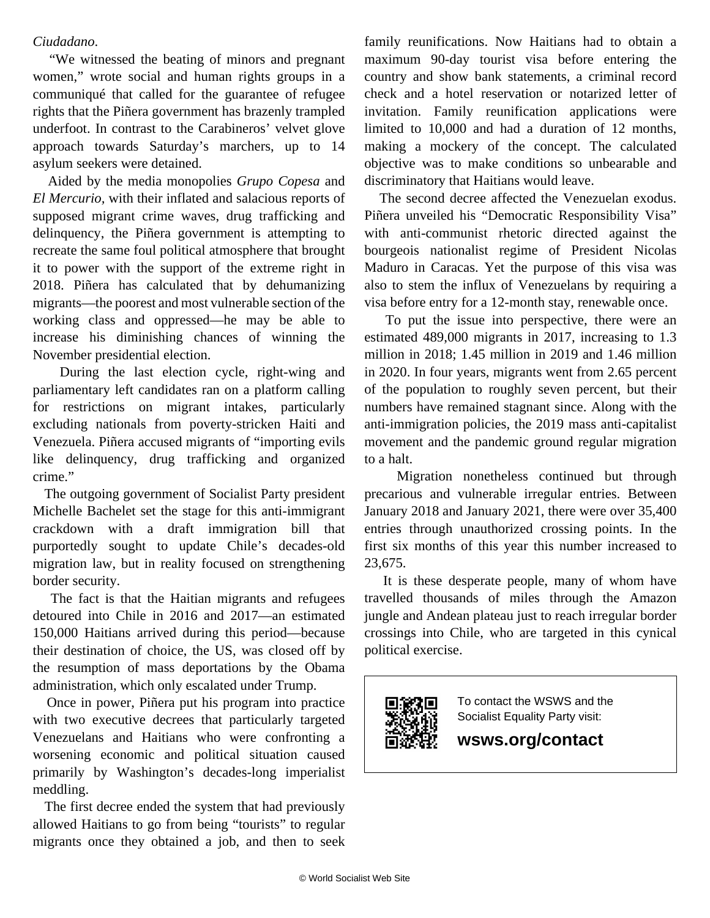*Ciudadano*.

"We witnessed the beating of minors and pregnant women," wrote social and human rights groups in a communiqué that called for the guarantee of refugee rights that the Piñera government has brazenly trampled underfoot. In contrast to the Carabineros' velvet glove approach towards Saturday's marchers, up to 14 asylum seekers were detained.

Aided by the media monopolies *Grupo Copesa* and *El Mercurio*, with their inflated and salacious reports of supposed migrant crime waves, drug trafficking and delinquency, the Piñera government is attempting to recreate the same foul political atmosphere that brought it to power with the support of the extreme right in 2018. Piñera has calculated that by dehumanizing migrants—the poorest and most vulnerable section of the working class and oppressed—he may be able to increase his diminishing chances of winning the November presidential election.

During the last election cycle, right-wing and parliamentary left candidates ran on a platform calling for restrictions on migrant intakes, particularly excluding nationals from poverty-stricken Haiti and Venezuela. Piñera accused migrants of "importing evils like delinquency, drug trafficking and organized crime."

The outgoing government of Socialist Party president Michelle Bachelet set the stage for this anti-immigrant crackdown with a draft immigration bill that purportedly sought to update Chile's decades-old migration law, but in reality focused on strengthening border security.

The fact is that the Haitian migrants and refugees detoured into Chile in 2016 and 2017—an estimated 150,000 Haitians arrived during this period—because their destination of choice, the US, was closed off by the resumption of mass deportations by the Obama administration, which only escalated under Trump.

Once in power, Piñera put his program into practice with two executive decrees that particularly targeted Venezuelans and Haitians who were confronting a worsening economic and political situation caused primarily by Washington's decades-long imperialist meddling.

The first decree ended the system that had previously allowed Haitians to go from being "tourists" to regular migrants once they obtained a job, and then to seek family reunifications. Now Haitians had to obtain a maximum 90-day tourist visa before entering the country and show bank statements, a criminal record check and a hotel reservation or notarized letter of invitation. Family reunification applications were limited to 10,000 and had a duration of 12 months, making a mockery of the concept. The calculated objective was to make conditions so unbearable and discriminatory that Haitians would leave.

The second decree affected the Venezuelan exodus. Piñera unveiled his "Democratic Responsibility Visa" with anti-communist rhetoric directed against the bourgeois nationalist regime of President Nicolas Maduro in Caracas. Yet the purpose of this visa was also to stem the influx of Venezuelans by requiring a visa before entry for a 12-month stay, renewable once.

To put the issue into perspective, there were an estimated 489,000 migrants in 2017, increasing to 1.3 million in 2018; 1.45 million in 2019 and 1.46 million in 2020. In four years, migrants went from 2.65 percent of the population to roughly seven percent, but their numbers have remained stagnant since. Along with the anti-immigration policies, the 2019 mass anti-capitalist movement and the pandemic ground regular migration to a halt.

Migration nonetheless continued but through precarious and vulnerable irregular entries. Between January 2018 and January 2021, there were over 35,400 entries through unauthorized crossing points. In the first six months of this year this number increased to 23,675.

It is these desperate people, many of whom have travelled thousands of miles through the Amazon jungle and Andean plateau just to reach irregular border crossings into Chile, who are targeted in this cynical political exercise.

To contact the WSWS and the Socialist Equality Party visit:

**wsws.org/contact**